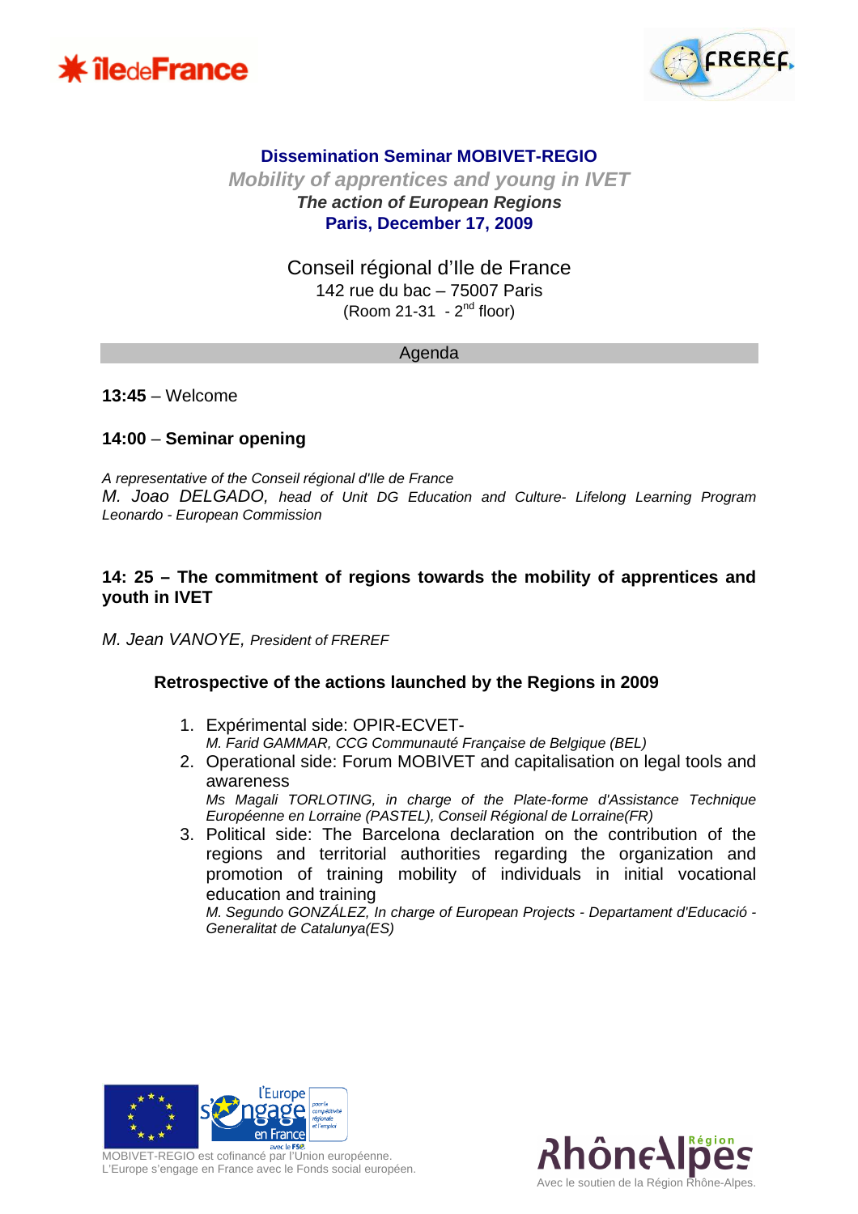# Dissemination Seminar MOBIVET-REGIO

## *Mobility of apprentices and young in IVET*

### *The action of European Regions*

**Paris, December 17, 2009**

Conseil régional d'Ile de France
142 rue du bac – 75007 Paris
(Room 21-31 - 2nd floor)

## Agenda

**13:45** – Welcome

**14:00** – **Seminar opening**

*A representative of the Conseil régional d'Ile de France*
*M. Joao DELGADO, head of Unit DG Education and Culture- Lifelong Learning Program Leonardo - European Commission*

**14: 25 – The commitment of regions towards the mobility of apprentices and youth in IVET**

*M. Jean VANOYE, President of FREREF*

**Retrospective of the actions launched by the Regions in 2009**

1. Expérimental side: OPIR-ECVET-
   *M. Farid GAMMAR, CCG Communauté Française de Belgique (BEL)*
2. Operational side: Forum MOBIVET and capitalisation on legal tools and awareness
   *Ms Magali TORLOTING, in charge of the Plate-forme d'Assistance Technique Européenne en Lorraine (PASTEL), Conseil Régional de Lorraine(FR)*
3. Political side: The Barcelona declaration on the contribution of the regions and territorial authorities regarding the organization and promotion of training mobility of individuals in initial vocational education and training
   *M. Segundo GONZÁLEZ, In charge of European Projects - Departament d'Educació - Generalitat de Catalunya(ES)*

MOBIVET-REGIO est cofinancé par l'Union européenne.
L'Europe s'engage en France avec le Fonds social européen.

Avec le soutien de la Région Rhône-Alpes.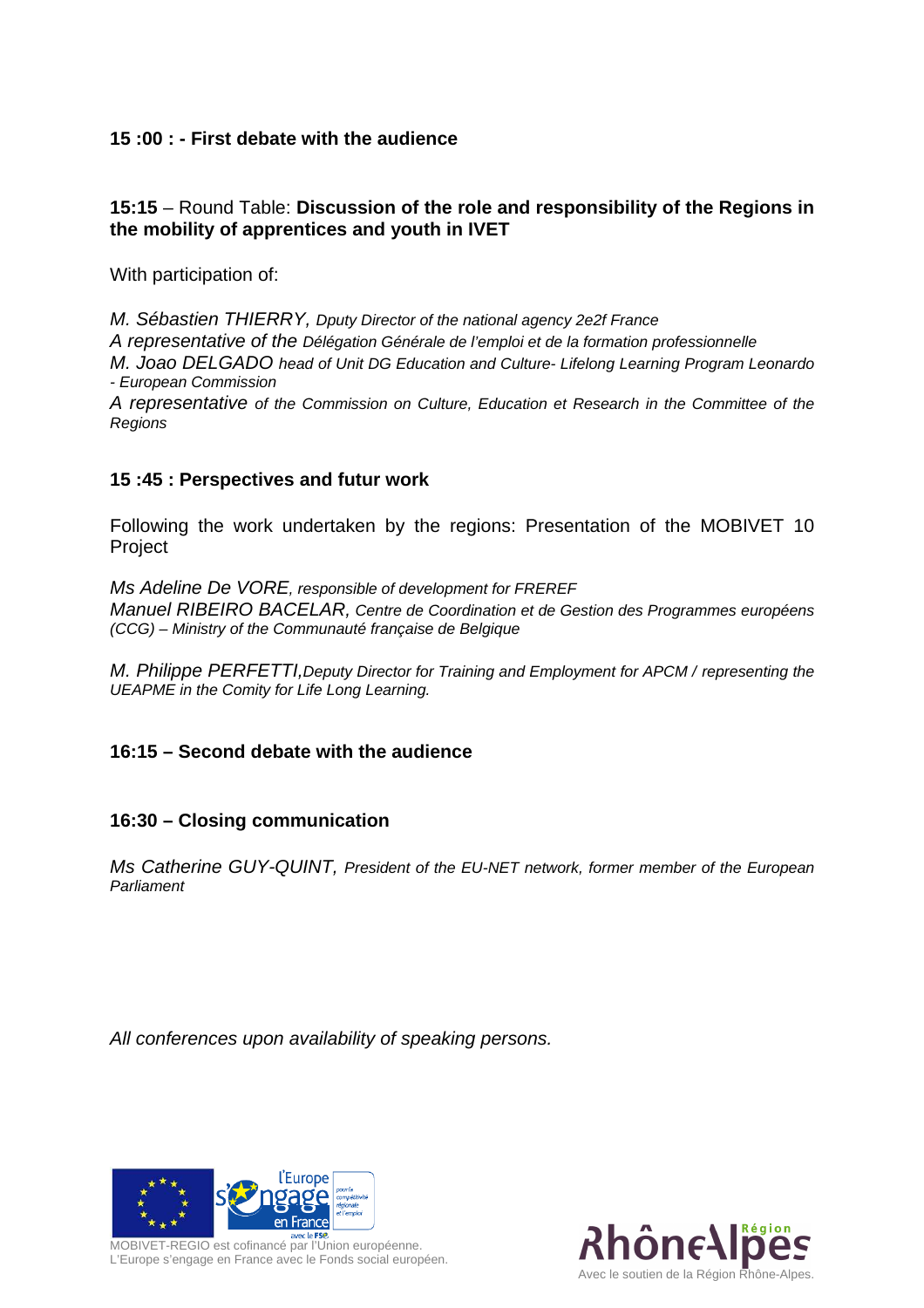**15 :00 : - First debate with the audience**

**15:15** – Round Table: **Discussion of the role and responsibility of the Regions in the mobility of apprentices and youth in IVET**

With participation of:

*M. Sébastien THIERRY, Dputy Director of the national agency 2e2f France*
*A representative of the Délégation Générale de l'emploi et de la formation professionnelle*
*M. Joao DELGADO head of Unit DG Education and Culture- Lifelong Learning Program Leonardo - European Commission*
*A representative of the Commission on Culture, Education et Research in the Committee of the Regions*

**15 :45 : Perspectives and futur work**

Following the work undertaken by the regions: Presentation of the MOBIVET 10 Project

*Ms Adeline De VORE, responsible of development for FREREF*
*Manuel RIBEIRO BACELAR, Centre de Coordination et de Gestion des Programmes européens (CCG) – Ministry of the Communauté française de Belgique*

*M. Philippe PERFETTI,Deputy Director for Training and Employment for APCM / representing the UEAPME in the Comity for Life Long Learning.*

**16:15 – Second debate with the audience**

**16:30 – Closing communication**

*Ms Catherine GUY-QUINT, President of the EU-NET network, former member of the European Parliament*

*All conferences upon availability of speaking persons.*

MOBIVET-REGIO est cofinancé par l'Union européenne.
L'Europe s'engage en France avec le Fonds social européen.

Avec le soutien de la Région Rhône-Alpes.